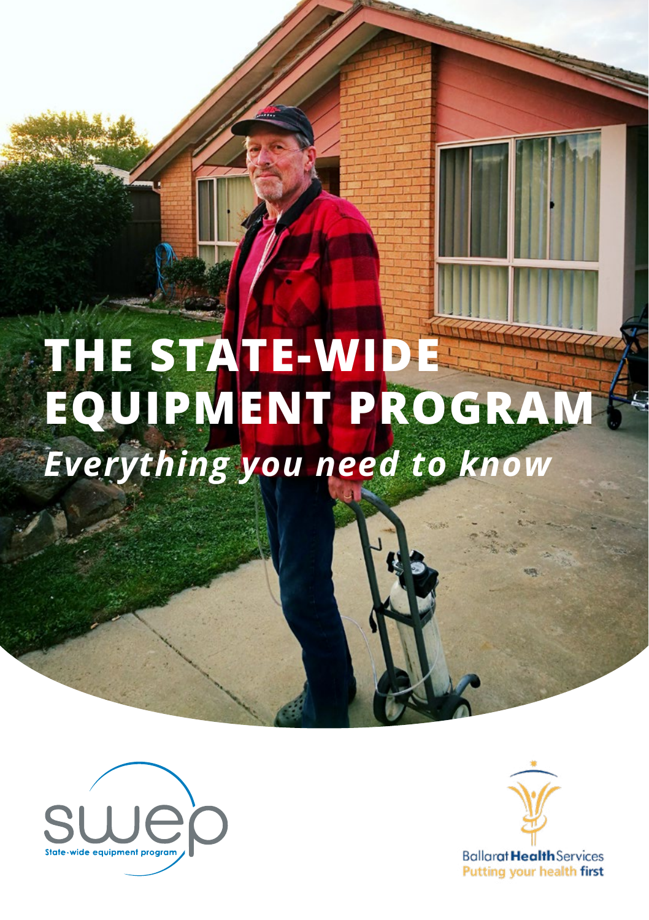# THE STATE-WIDE EQUIPMENT PROGRAM

***Everything you need to know***

swep
State-wide equipment program

Ballarat Health Services
Putting your health first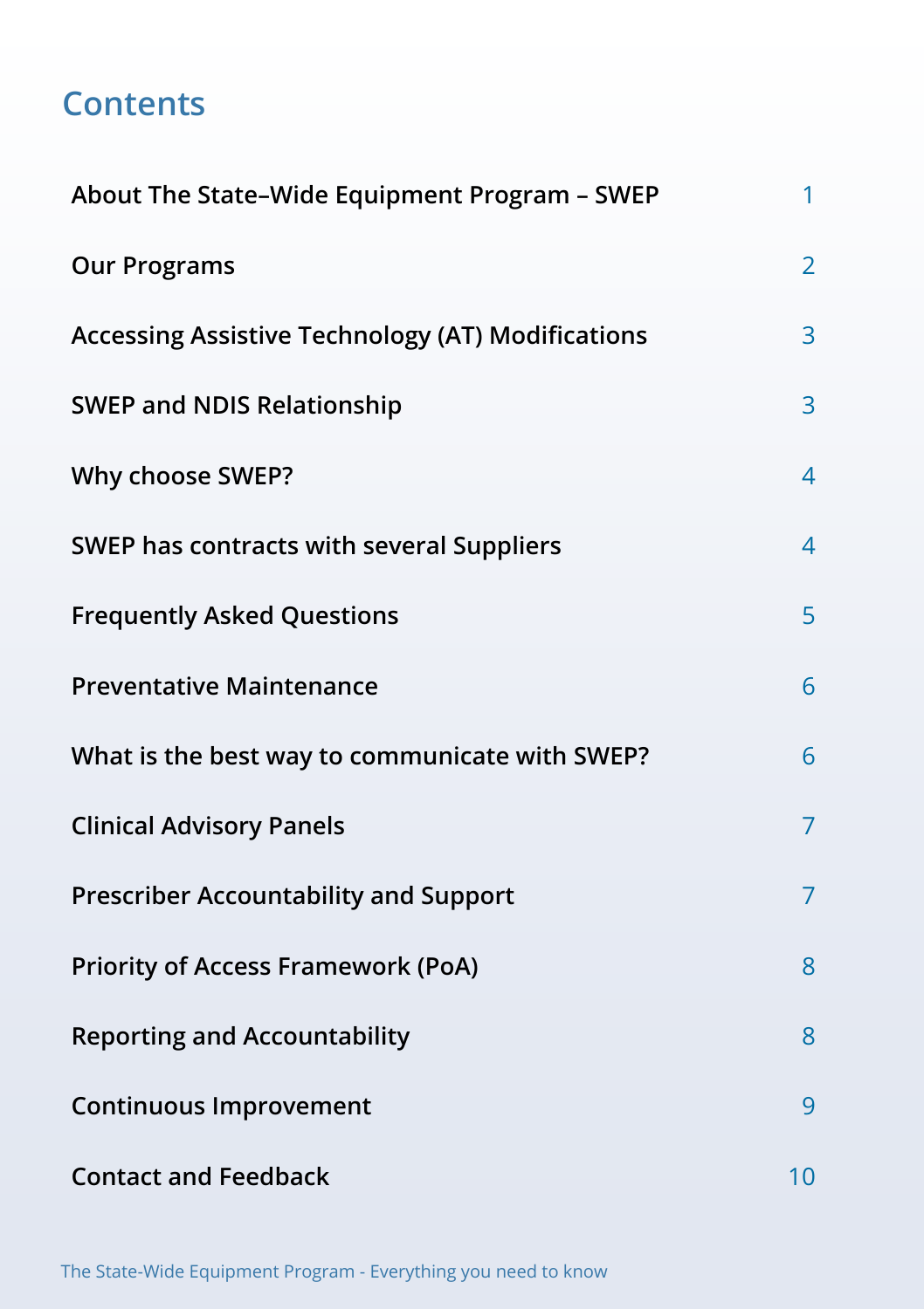# Contents

| | |
|---|---|
| About The State–Wide Equipment Program – SWEP | 1 |
| Our Programs | 2 |
| Accessing Assistive Technology (AT) Modifications | 3 |
| SWEP and NDIS Relationship | 3 |
| Why choose SWEP? | 4 |
| SWEP has contracts with several Suppliers | 4 |
| Frequently Asked Questions | 5 |
| Preventative Maintenance | 6 |
| What is the best way to communicate with SWEP? | 6 |
| Clinical Advisory Panels | 7 |
| Prescriber Accountability and Support | 7 |
| Priority of Access Framework (PoA) | 8 |
| Reporting and Accountability | 8 |
| Continuous Improvement | 9 |
| Contact and Feedback | 10 |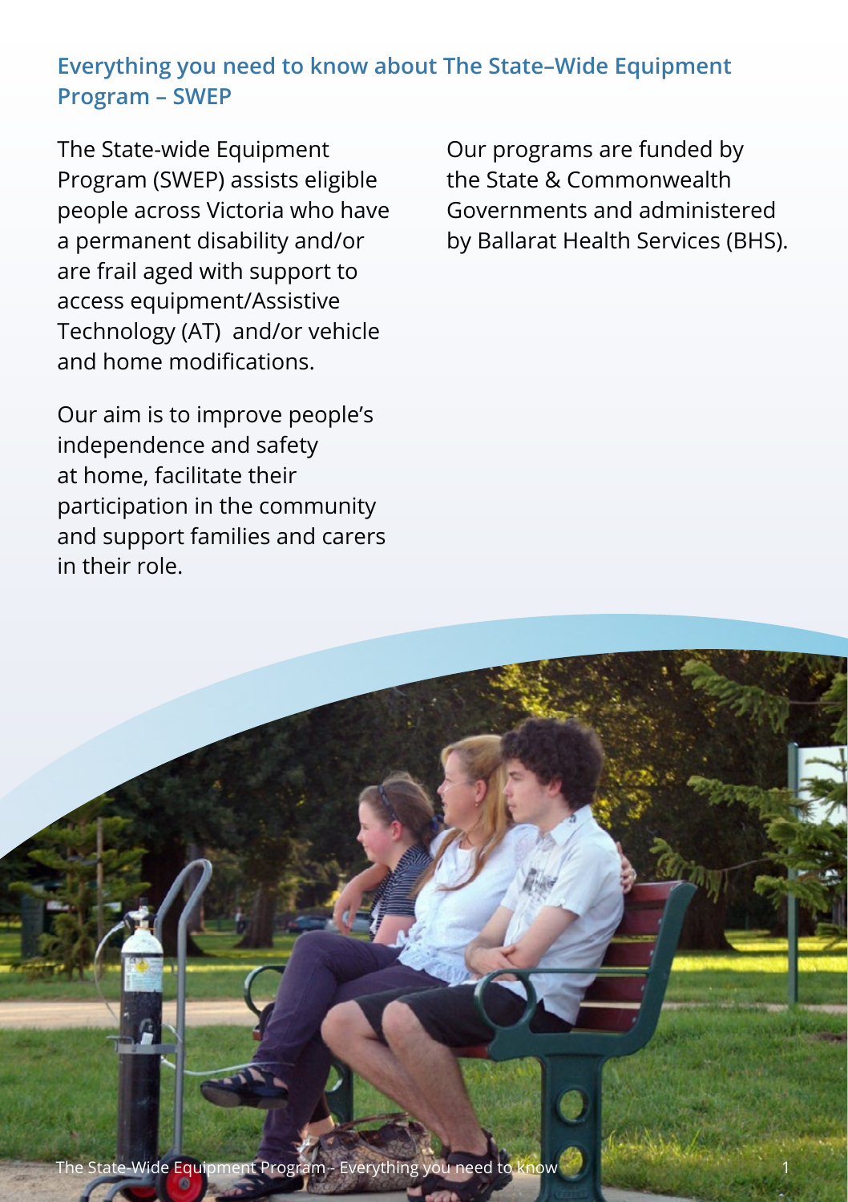## Everything you need to know about The State–Wide Equipment Program – SWEP

The State-wide Equipment Program (SWEP) assists eligible people across Victoria who have a permanent disability and/or are frail aged with support to access equipment/Assistive Technology (AT) and/or vehicle and home modifications.

Our aim is to improve people's independence and safety at home, facilitate their participation in the community and support families and carers in their role.

Our programs are funded by the State & Commonwealth Governments and administered by Ballarat Health Services (BHS).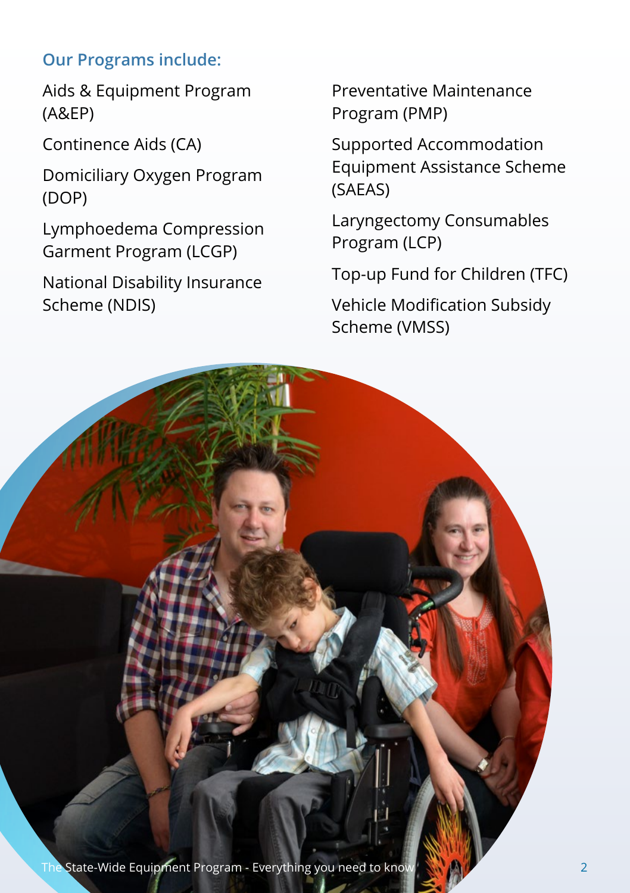### Our Programs include:

Aids & Equipment Program (A&EP)

Continence Aids (CA)

Domiciliary Oxygen Program (DOP)

Lymphoedema Compression Garment Program (LCGP)

National Disability Insurance Scheme (NDIS)

Preventative Maintenance Program (PMP)

Supported Accommodation Equipment Assistance Scheme (SAEAS)

Laryngectomy Consumables Program (LCP)

Top-up Fund for Children (TFC)

Vehicle Modification Subsidy Scheme (VMSS)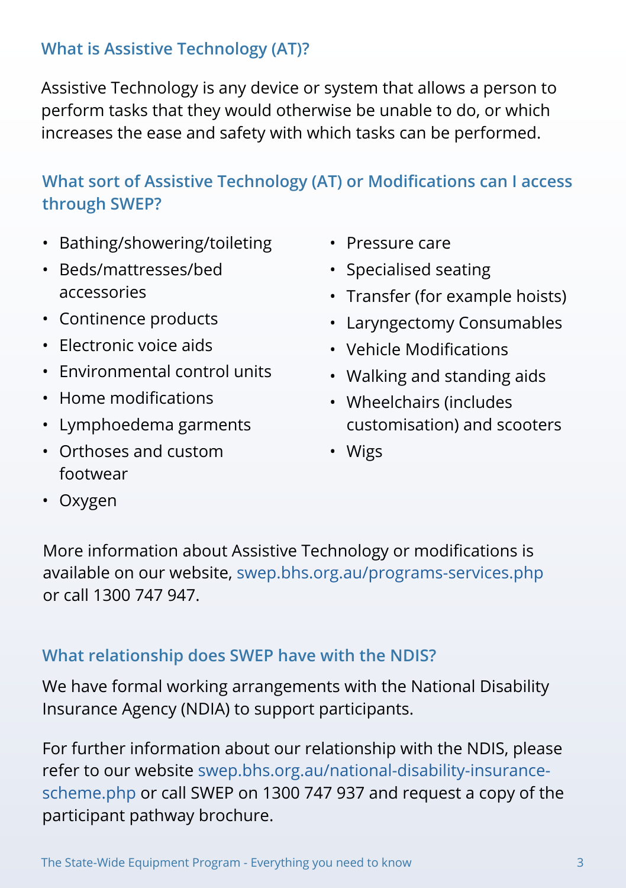## What is Assistive Technology (AT)?

Assistive Technology is any device or system that allows a person to perform tasks that they would otherwise be unable to do, or which increases the ease and safety with which tasks can be performed.

## What sort of Assistive Technology (AT) or Modifications can I access through SWEP?

- Bathing/showering/toileting
- Beds/mattresses/bed accessories
- Continence products
- Electronic voice aids
- Environmental control units
- Home modifications
- Lymphoedema garments
- Orthoses and custom footwear
- Oxygen
- Pressure care
- Specialised seating
- Transfer (for example hoists)
- Laryngectomy Consumables
- Vehicle Modifications
- Walking and standing aids
- Wheelchairs (includes customisation) and scooters
- Wigs

More information about Assistive Technology or modifications is available on our website, swep.bhs.org.au/programs-services.php or call 1300 747 947.

## What relationship does SWEP have with the NDIS?

We have formal working arrangements with the National Disability Insurance Agency (NDIA) to support participants.

For further information about our relationship with the NDIS, please refer to our website swep.bhs.org.au/national-disability-insurance-scheme.php or call SWEP on 1300 747 937 and request a copy of the participant pathway brochure.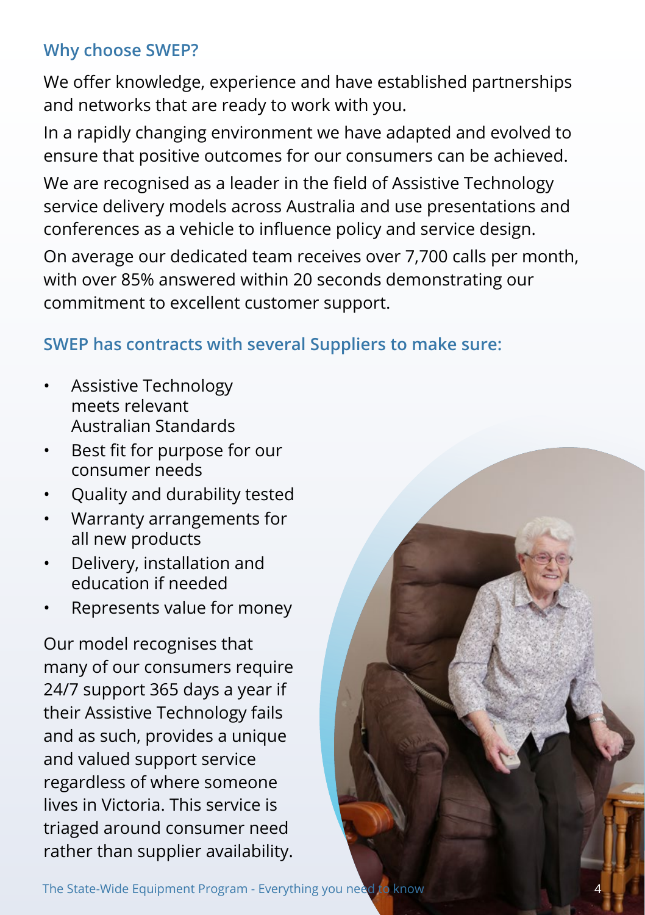## Why choose SWEP?

We offer knowledge, experience and have established partnerships and networks that are ready to work with you.

In a rapidly changing environment we have adapted and evolved to ensure that positive outcomes for our consumers can be achieved.

We are recognised as a leader in the field of Assistive Technology service delivery models across Australia and use presentations and conferences as a vehicle to influence policy and service design.

On average our dedicated team receives over 7,700 calls per month, with over 85% answered within 20 seconds demonstrating our commitment to excellent customer support.

## SWEP has contracts with several Suppliers to make sure:

- Assistive Technology meets relevant Australian Standards
- Best fit for purpose for our consumer needs
- Quality and durability tested
- Warranty arrangements for all new products
- Delivery, installation and education if needed
- Represents value for money

Our model recognises that many of our consumers require 24/7 support 365 days a year if their Assistive Technology fails and as such, provides a unique and valued support service regardless of where someone lives in Victoria. This service is triaged around consumer need rather than supplier availability.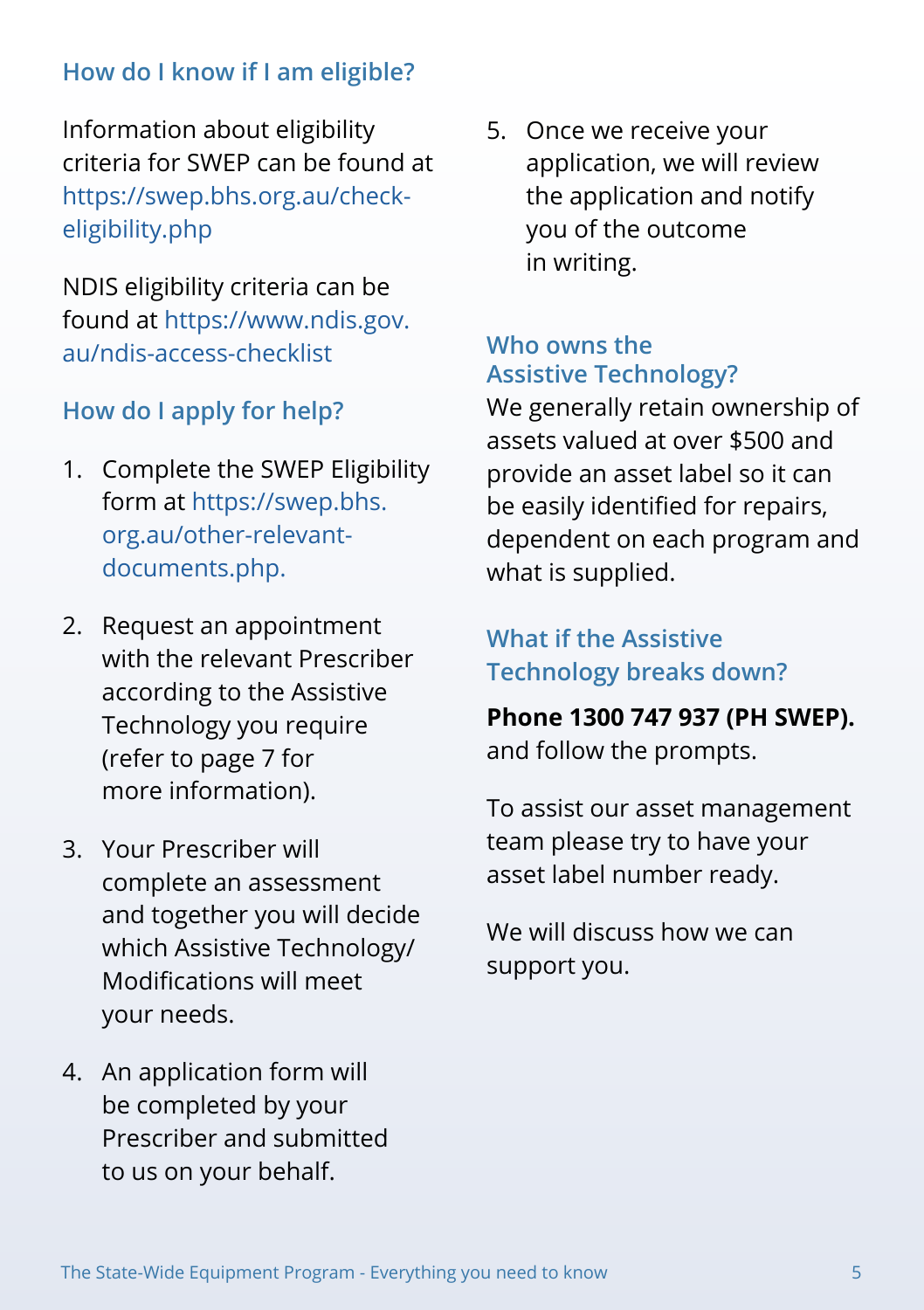## How do I know if I am eligible?

Information about eligibility criteria for SWEP can be found at https://swep.bhs.org.au/check-eligibility.php

NDIS eligibility criteria can be found at https://www.ndis.gov.au/ndis-access-checklist

## How do I apply for help?

1. Complete the SWEP Eligibility form at https://swep.bhs.org.au/other-relevant-documents.php.
2. Request an appointment with the relevant Prescriber according to the Assistive Technology you require (refer to page 7 for more information).
3. Your Prescriber will complete an assessment and together you will decide which Assistive Technology/ Modifications will meet your needs.
4. An application form will be completed by your Prescriber and submitted to us on your behalf.
5. Once we receive your application, we will review the application and notify you of the outcome in writing.

## Who owns the Assistive Technology?

We generally retain ownership of assets valued at over $500 and provide an asset label so it can be easily identified for repairs, dependent on each program and what is supplied.

## What if the Assistive Technology breaks down?

**Phone 1300 747 937 (PH SWEP).** and follow the prompts.

To assist our asset management team please try to have your asset label number ready.

We will discuss how we can support you.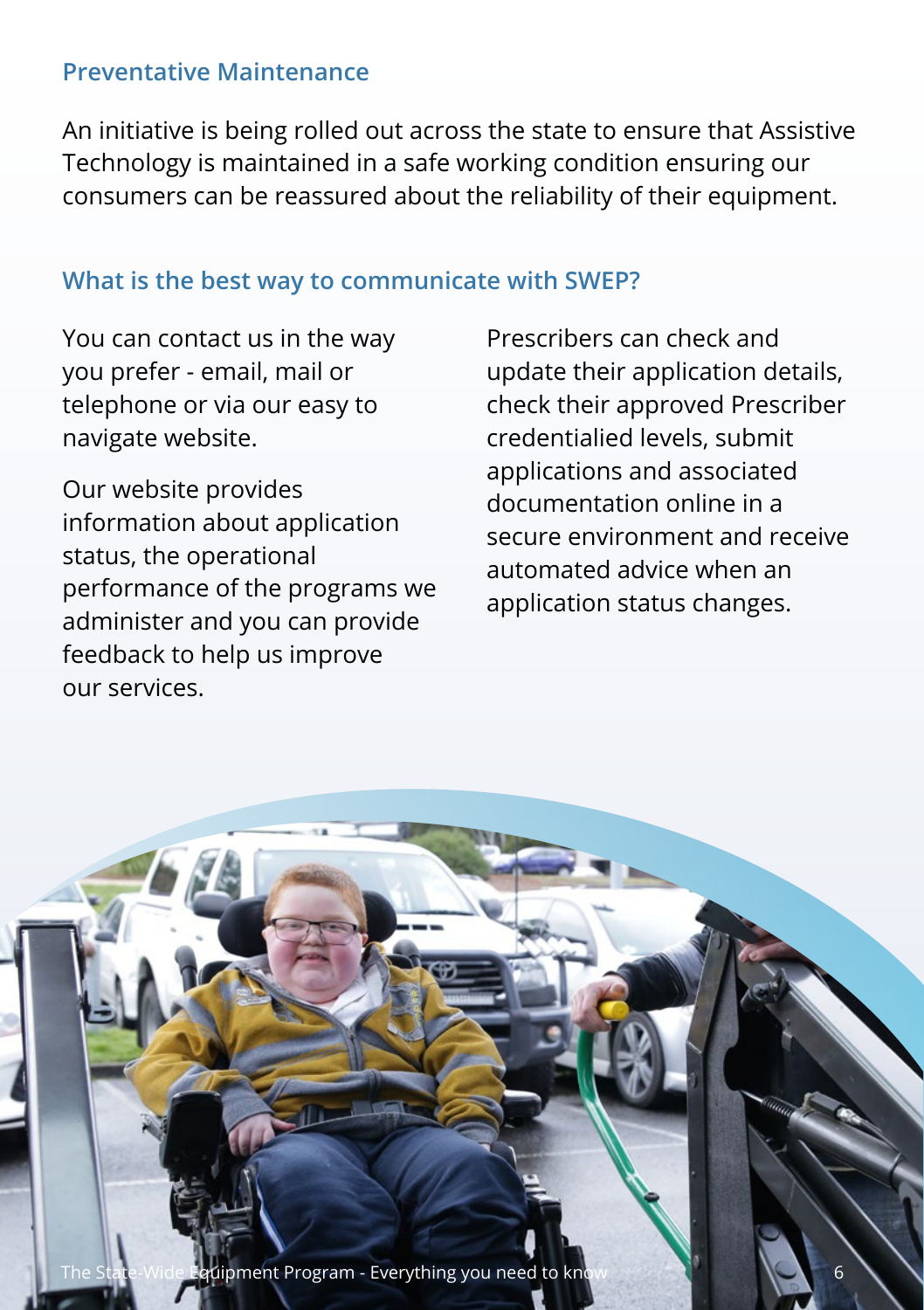## Preventative Maintenance

An initiative is being rolled out across the state to ensure that Assistive Technology is maintained in a safe working condition ensuring our consumers can be reassured about the reliability of their equipment.

## What is the best way to communicate with SWEP?

You can contact us in the way you prefer - email, mail or telephone or via our easy to navigate website.

Our website provides information about application status, the operational performance of the programs we administer and you can provide feedback to help us improve our services.

Prescribers can check and update their application details, check their approved Prescriber credentialied levels, submit applications and associated documentation online in a secure environment and receive automated advice when an application status changes.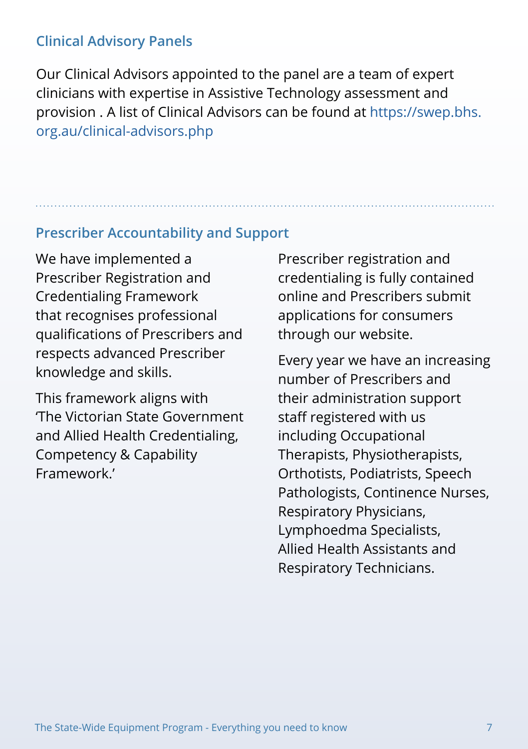## Clinical Advisory Panels

Our Clinical Advisors appointed to the panel are a team of expert clinicians with expertise in Assistive Technology assessment and provision . A list of Clinical Advisors can be found at https://swep.bhs.org.au/clinical-advisors.php

## Prescriber Accountability and Support

We have implemented a Prescriber Registration and Credentialing Framework that recognises professional qualifications of Prescribers and respects advanced Prescriber knowledge and skills.

This framework aligns with 'The Victorian State Government and Allied Health Credentialing, Competency & Capability Framework.'

Prescriber registration and credentialing is fully contained online and Prescribers submit applications for consumers through our website.

Every year we have an increasing number of Prescribers and their administration support staff registered with us including Occupational Therapists, Physiotherapists, Orthotists, Podiatrists, Speech Pathologists, Continence Nurses, Respiratory Physicians, Lymphoedma Specialists, Allied Health Assistants and Respiratory Technicians.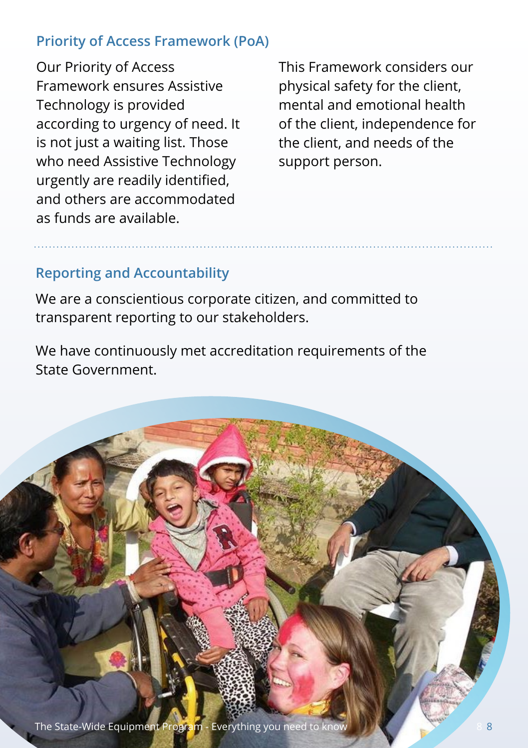## Priority of Access Framework (PoA)

Our Priority of Access Framework ensures Assistive Technology is provided according to urgency of need. It is not just a waiting list. Those who need Assistive Technology urgently are readily identified, and others are accommodated as funds are available.

This Framework considers our physical safety for the client, mental and emotional health of the client, independence for the client, and needs of the support person.

## Reporting and Accountability

We are a conscientious corporate citizen, and committed to transparent reporting to our stakeholders.

We have continuously met accreditation requirements of the State Government.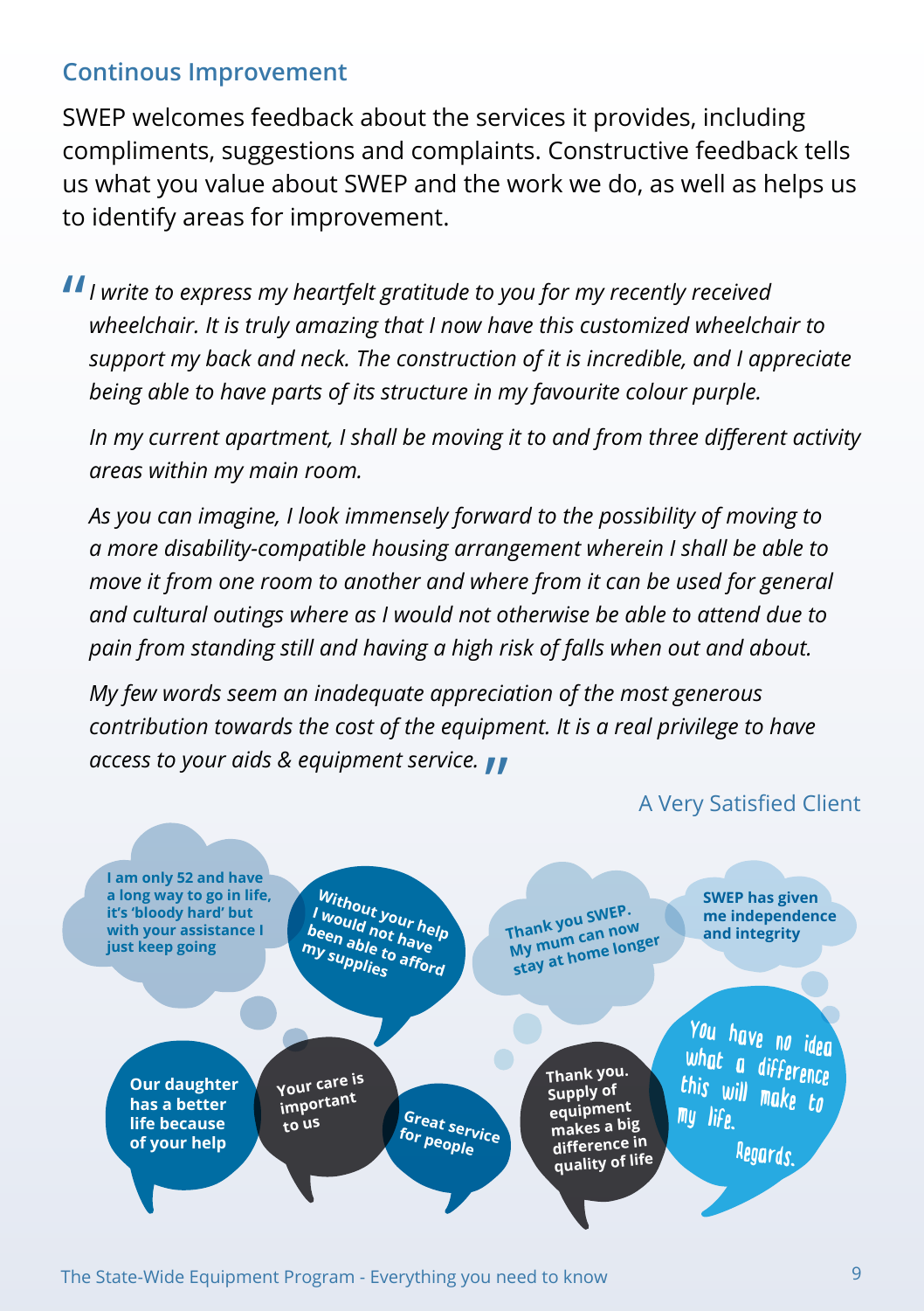## Continous Improvement

SWEP welcomes feedback about the services it provides, including compliments, suggestions and complaints. Constructive feedback tells us what you value about SWEP and the work we do, as well as helps us to identify areas for improvement.

> *"I write to express my heartfelt gratitude to you for my recently received wheelchair. It is truly amazing that I now have this customized wheelchair to support my back and neck. The construction of it is incredible, and I appreciate being able to have parts of its structure in my favourite colour purple.*
>
> *In my current apartment, I shall be moving it to and from three different activity areas within my main room.*
>
> *As you can imagine, I look immensely forward to the possibility of moving to a more disability-compatible housing arrangement wherein I shall be able to move it from one room to another and where from it can be used for general and cultural outings where as I would not otherwise be able to attend due to pain from standing still and having a high risk of falls when out and about.*
>
> *My few words seem an inadequate appreciation of the most generous contribution towards the cost of the equipment. It is a real privilege to have access to your aids & equipment service."*

A Very Satisfied Client

**I am only 52 and have a long way to go in life, it's 'bloody hard' but with your assistance I just keep going**

**Without your help I would not have been able to afford my supplies**

**Thank you SWEP. My mum can now stay at home longer**

**SWEP has given me independence and integrity**

You have no idea what a difference this will make to my life. Regards.

**Our daughter has a better life because of your help**

**Your care is important to us**

**Great service for people**

**Thank you. Supply of equipment makes a big difference in quality of life**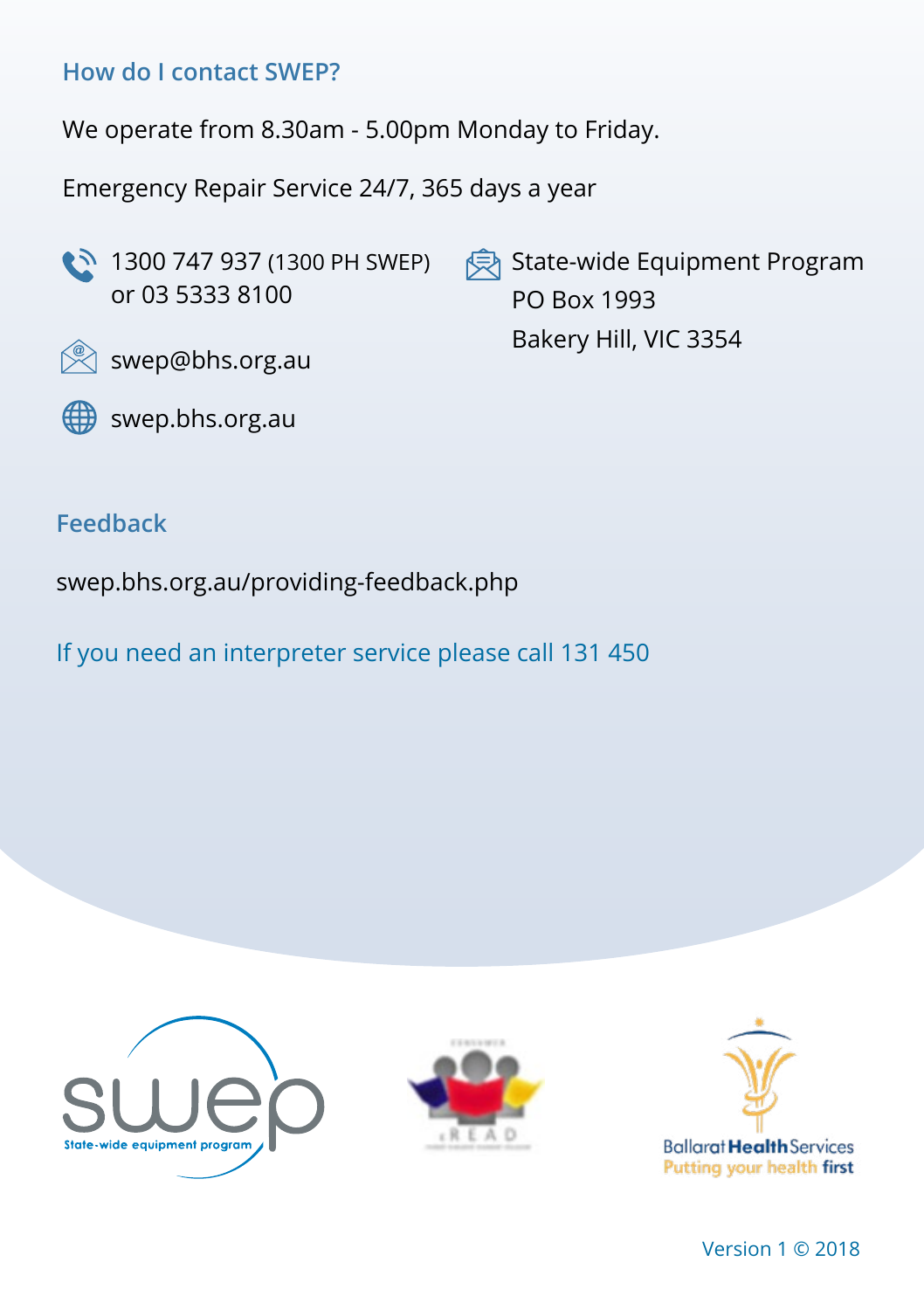## How do I contact SWEP?

We operate from 8.30am - 5.00pm Monday to Friday.

Emergency Repair Service 24/7, 365 days a year

1300 747 937 (1300 PH SWEP)
or 03 5333 8100

swep@bhs.org.au

swep.bhs.org.au

State-wide Equipment Program
PO Box 1993
Bakery Hill, VIC 3354

## Feedback

swep.bhs.org.au/providing-feedback.php

If you need an interpreter service please call 131 450

State-wide equipment program

Ballarat Health Services
Putting your health first

Version 1 © 2018